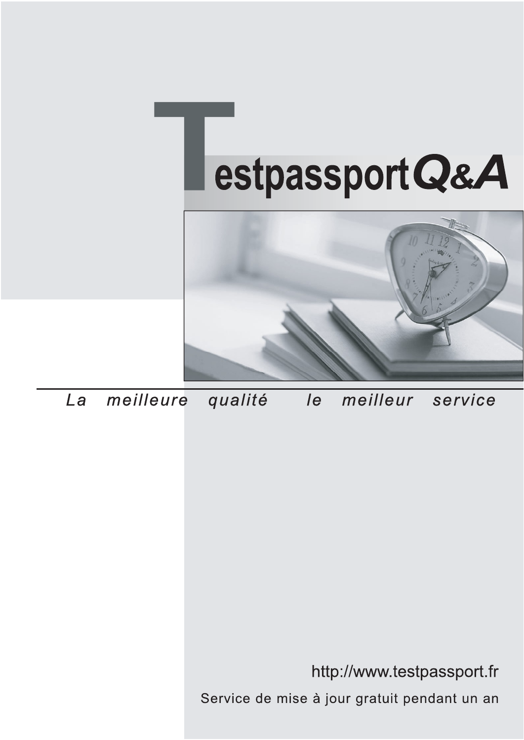# TestpassportQ&A

*La meilleure qualité le meilleur service*

http://www.testpassport.fr

Service de mise à jour gratuit pendant un an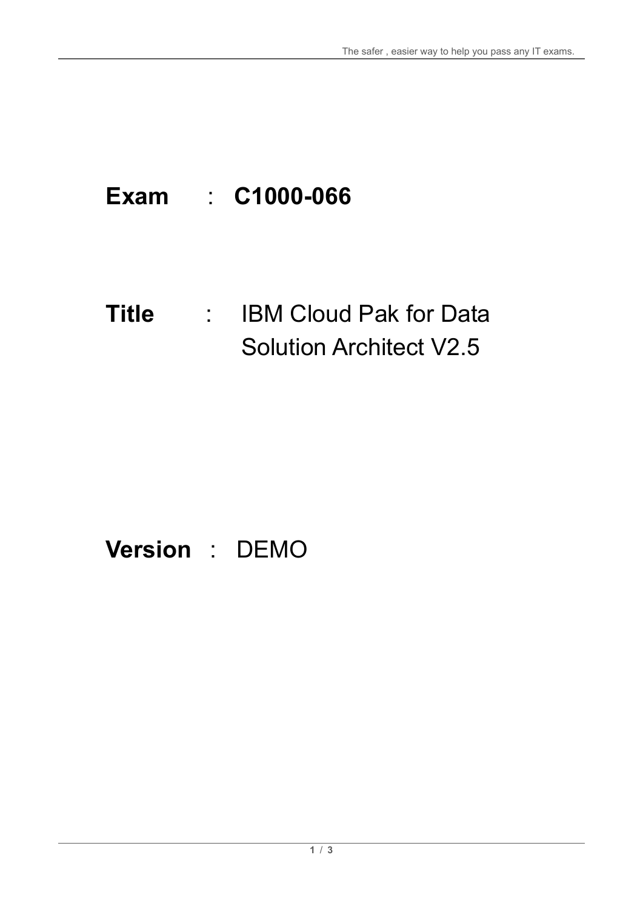**Exam** : **C1000-066**

**Title** : IBM Cloud Pak for Data Solution Architect V2.5

**Version** : DEMO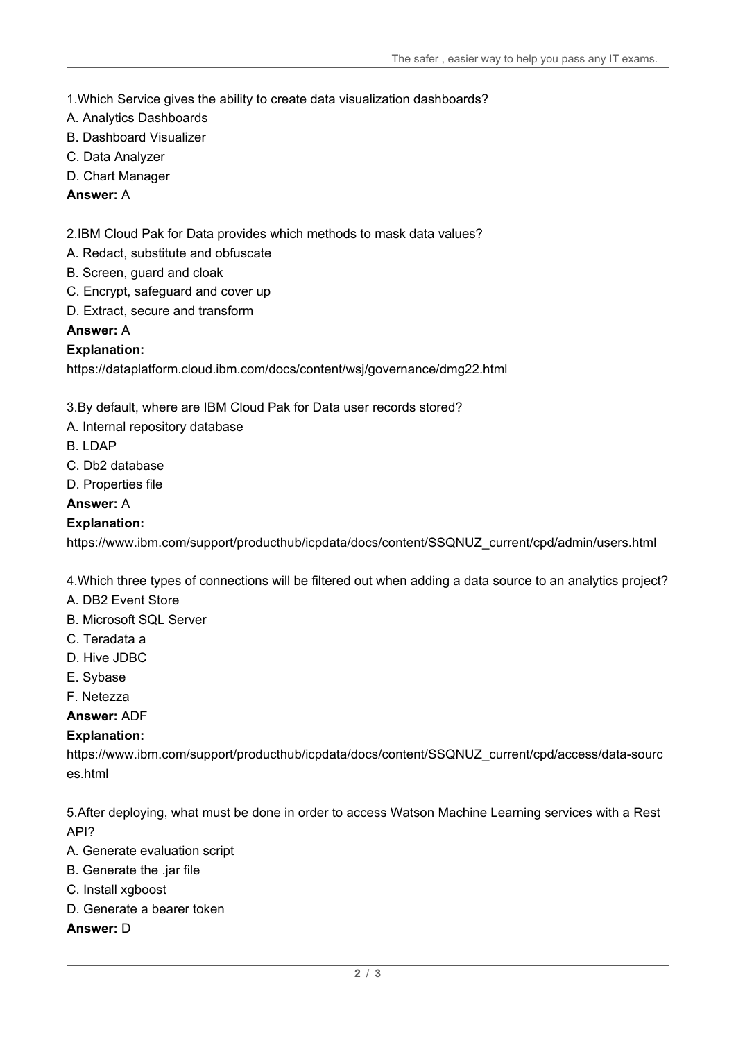1.Which Service gives the ability to create data visualization dashboards?

A. Analytics Dashboards

B. Dashboard Visualizer

C. Data Analyzer

D. Chart Manager

**Answer:** A

2.IBM Cloud Pak for Data provides which methods to mask data values?

A. Redact, substitute and obfuscate

B. Screen, guard and cloak

C. Encrypt, safeguard and cover up

D. Extract, secure and transform

**Answer:** A

**Explanation:**

https://dataplatform.cloud.ibm.com/docs/content/wsj/governance/dmg22.html

3.By default, where are IBM Cloud Pak for Data user records stored?

A. Internal repository database

B. LDAP

C. Db2 database

D. Properties file

**Answer:** A

**Explanation:**

https://www.ibm.com/support/producthub/icpdata/docs/content/SSQNUZ_current/cpd/admin/users.html

4.Which three types of connections will be filtered out when adding a data source to an analytics project?

A. DB2 Event Store

B. Microsoft SQL Server

C. Teradata a

D. Hive JDBC

E. Sybase

F. Netezza

**Answer:** ADF

**Explanation:**

https://www.ibm.com/support/producthub/icpdata/docs/content/SSQNUZ_current/cpd/access/data-sources.html

5.After deploying, what must be done in order to access Watson Machine Learning services with a Rest API?

A. Generate evaluation script

B. Generate the .jar file

C. Install xgboost

D. Generate a bearer token

**Answer:** D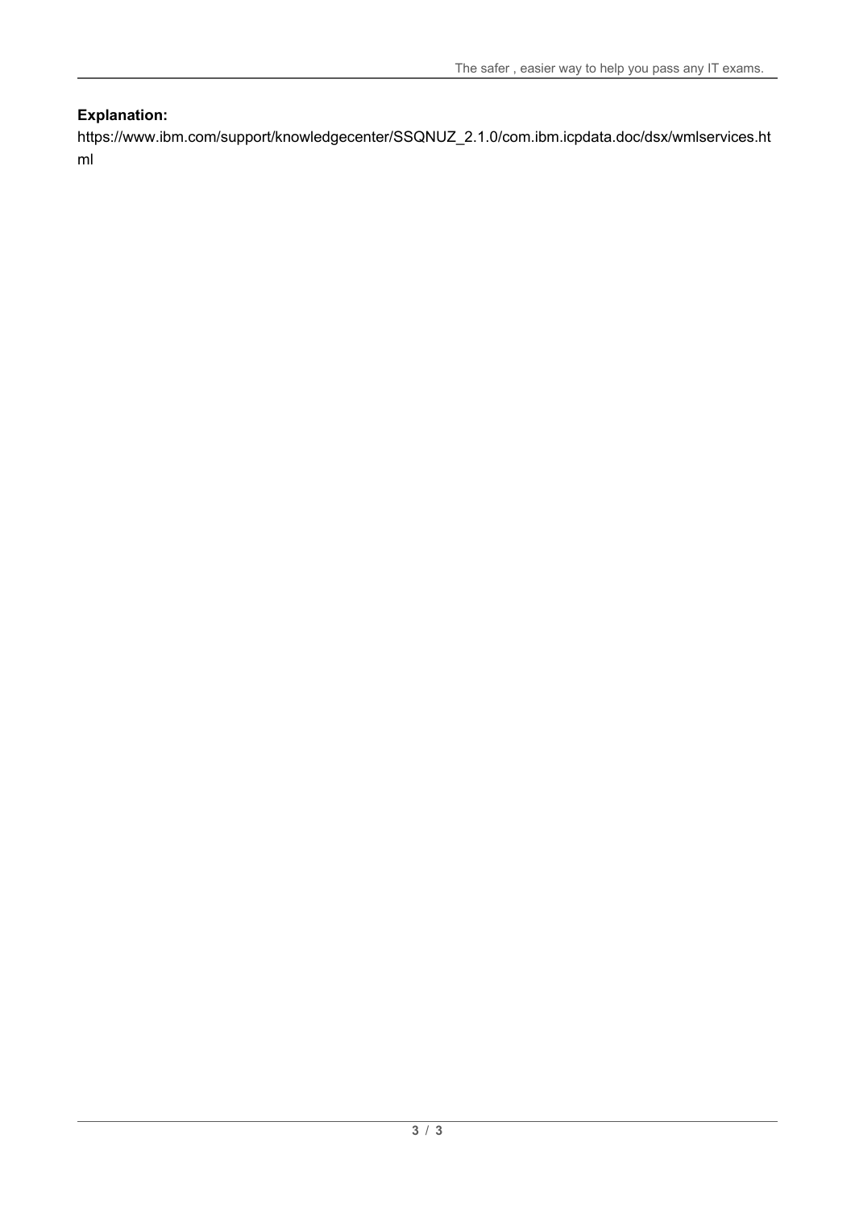**Explanation:**

https://www.ibm.com/support/knowledgecenter/SSQNUZ_2.1.0/com.ibm.icpdata.doc/dsx/wmlservices.html